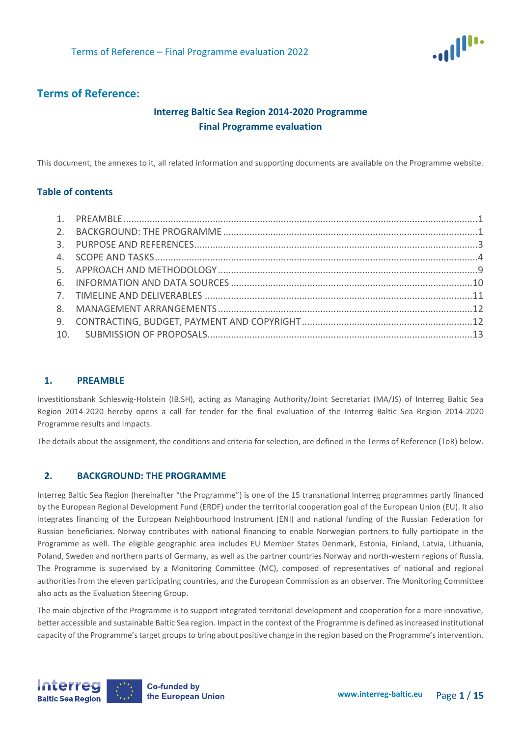## Terms of Reference:

### Interreg Baltic Sea Region 2014-2020 Programme
### Final Programme evaluation

This document, the annexes to it, all related information and supporting documents are available on the Programme website.

### Table of contents

1. PREAMBLE ...1
2. BACKGROUND: THE PROGRAMME ...1
3. PURPOSE AND REFERENCES ...3
4. SCOPE AND TASKS ...4
5. APPROACH AND METHODOLOGY ...9
6. INFORMATION AND DATA SOURCES ...10
7. TIMELINE AND DELIVERABLES ...11
8. MANAGEMENT ARRANGEMENTS ...12
9. CONTRACTING, BUDGET, PAYMENT AND COPYRIGHT ...12
10. SUBMISSION OF PROPOSALS ...13

## 1. PREAMBLE

Investitionsbank Schleswig-Holstein (IB.SH), acting as Managing Authority/Joint Secretariat (MA/JS) of Interreg Baltic Sea Region 2014-2020 hereby opens a call for tender for the final evaluation of the Interreg Baltic Sea Region 2014-2020 Programme results and impacts.

The details about the assignment, the conditions and criteria for selection, are defined in the Terms of Reference (ToR) below.

## 2. BACKGROUND: THE PROGRAMME

Interreg Baltic Sea Region (hereinafter "the Programme") is one of the 15 transnational Interreg programmes partly financed by the European Regional Development Fund (ERDF) under the territorial cooperation goal of the European Union (EU). It also integrates financing of the European Neighbourhood Instrument (ENI) and national funding of the Russian Federation for Russian beneficiaries. Norway contributes with national financing to enable Norwegian partners to fully participate in the Programme as well. The eligible geographic area includes EU Member States Denmark, Estonia, Finland, Latvia, Lithuania, Poland, Sweden and northern parts of Germany, as well as the partner countries Norway and north-western regions of Russia. The Programme is supervised by a Monitoring Committee (MC), composed of representatives of national and regional authorities from the eleven participating countries, and the European Commission as an observer. The Monitoring Committee also acts as the Evaluation Steering Group.

The main objective of the Programme is to support integrated territorial development and cooperation for a more innovative, better accessible and sustainable Baltic Sea region. Impact in the context of the Programme is defined as increased institutional capacity of the Programme's target groups to bring about positive change in the region based on the Programme's intervention.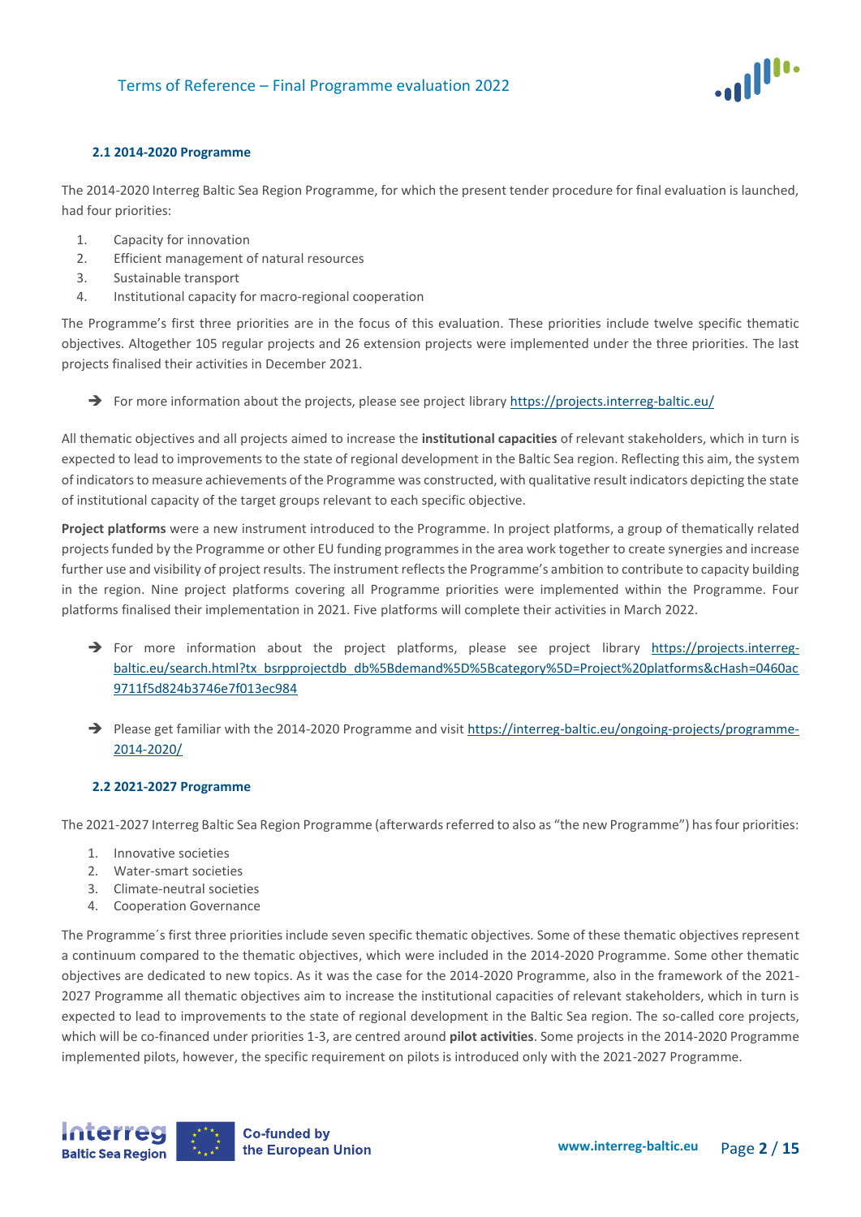### 2.1 2014-2020 Programme

The 2014-2020 Interreg Baltic Sea Region Programme, for which the present tender procedure for final evaluation is launched, had four priorities:

1. Capacity for innovation
2. Efficient management of natural resources
3. Sustainable transport
4. Institutional capacity for macro-regional cooperation

The Programme's first three priorities are in the focus of this evaluation. These priorities include twelve specific thematic objectives. Altogether 105 regular projects and 26 extension projects were implemented under the three priorities. The last projects finalised their activities in December 2021.

- ➔ For more information about the projects, please see project library https://projects.interreg-baltic.eu/

All thematic objectives and all projects aimed to increase the **institutional capacities** of relevant stakeholders, which in turn is expected to lead to improvements to the state of regional development in the Baltic Sea region. Reflecting this aim, the system of indicators to measure achievements of the Programme was constructed, with qualitative result indicators depicting the state of institutional capacity of the target groups relevant to each specific objective.

**Project platforms** were a new instrument introduced to the Programme. In project platforms, a group of thematically related projects funded by the Programme or other EU funding programmes in the area work together to create synergies and increase further use and visibility of project results. The instrument reflects the Programme's ambition to contribute to capacity building in the region. Nine project platforms covering all Programme priorities were implemented within the Programme. Four platforms finalised their implementation in 2021. Five platforms will complete their activities in March 2022.

- ➔ For more information about the project platforms, please see project library https://projects.interreg-baltic.eu/search.html?tx_bsrprojectdb_db%5Bdemand%5D%5Bcategory%5D=Project%20platforms&cHash=0460ac9711f5d824b3746e7f013ec984

- ➔ Please get familiar with the 2014-2020 Programme and visit https://interreg-baltic.eu/ongoing-projects/programme-2014-2020/

### 2.2 2021-2027 Programme

The 2021-2027 Interreg Baltic Sea Region Programme (afterwards referred to also as "the new Programme") has four priorities:

1. Innovative societies
2. Water-smart societies
3. Climate-neutral societies
4. Cooperation Governance

The Programme´s first three priorities include seven specific thematic objectives. Some of these thematic objectives represent a continuum compared to the thematic objectives, which were included in the 2014-2020 Programme. Some other thematic objectives are dedicated to new topics. As it was the case for the 2014-2020 Programme, also in the framework of the 2021-2027 Programme all thematic objectives aim to increase the institutional capacities of relevant stakeholders, which in turn is expected to lead to improvements to the state of regional development in the Baltic Sea region. The so-called core projects, which will be co-financed under priorities 1-3, are centred around **pilot activities**. Some projects in the 2014-2020 Programme implemented pilots, however, the specific requirement on pilots is introduced only with the 2021-2027 Programme.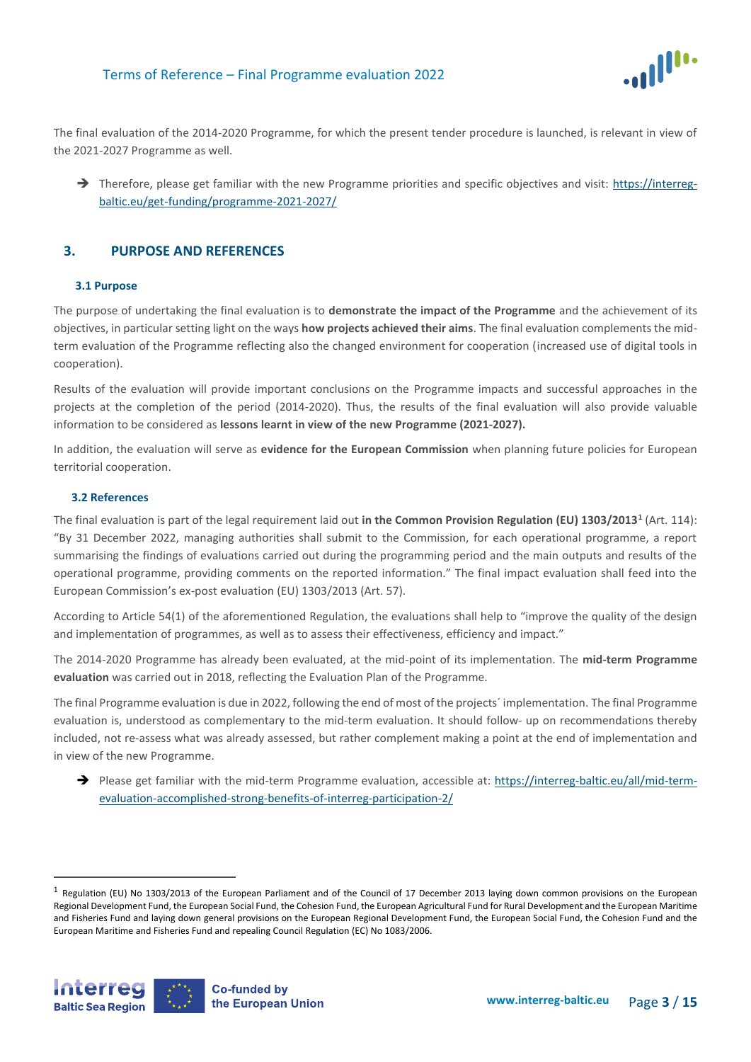The final evaluation of the 2014-2020 Programme, for which the present tender procedure is launched, is relevant in view of the 2021-2027 Programme as well.

➔ Therefore, please get familiar with the new Programme priorities and specific objectives and visit: https://interreg-baltic.eu/get-funding/programme-2021-2027/

## 3. PURPOSE AND REFERENCES

### 3.1 Purpose

The purpose of undertaking the final evaluation is to **demonstrate the impact of the Programme** and the achievement of its objectives, in particular setting light on the ways **how projects achieved their aims**. The final evaluation complements the mid-term evaluation of the Programme reflecting also the changed environment for cooperation (increased use of digital tools in cooperation).

Results of the evaluation will provide important conclusions on the Programme impacts and successful approaches in the projects at the completion of the period (2014-2020). Thus, the results of the final evaluation will also provide valuable information to be considered as **lessons learnt in view of the new Programme (2021-2027).**

In addition, the evaluation will serve as **evidence for the European Commission** when planning future policies for European territorial cooperation.

### 3.2 References

The final evaluation is part of the legal requirement laid out **in the Common Provision Regulation (EU) 1303/2013**[1] (Art. 114): "By 31 December 2022, managing authorities shall submit to the Commission, for each operational programme, a report summarising the findings of evaluations carried out during the programming period and the main outputs and results of the operational programme, providing comments on the reported information." The final impact evaluation shall feed into the European Commission's ex-post evaluation (EU) 1303/2013 (Art. 57).

According to Article 54(1) of the aforementioned Regulation, the evaluations shall help to "improve the quality of the design and implementation of programmes, as well as to assess their effectiveness, efficiency and impact."

The 2014-2020 Programme has already been evaluated, at the mid-point of its implementation. The **mid-term Programme evaluation** was carried out in 2018, reflecting the Evaluation Plan of the Programme.

The final Programme evaluation is due in 2022, following the end of most of the projects´ implementation. The final Programme evaluation is, understood as complementary to the mid-term evaluation. It should follow- up on recommendations thereby included, not re-assess what was already assessed, but rather complement making a point at the end of implementation and in view of the new Programme.

➔ Please get familiar with the mid-term Programme evaluation, accessible at: https://interreg-baltic.eu/all/mid-term-evaluation-accomplished-strong-benefits-of-interreg-participation-2/

[1] Regulation (EU) No 1303/2013 of the European Parliament and of the Council of 17 December 2013 laying down common provisions on the European Regional Development Fund, the European Social Fund, the Cohesion Fund, the European Agricultural Fund for Rural Development and the European Maritime and Fisheries Fund and laying down general provisions on the European Regional Development Fund, the European Social Fund, the Cohesion Fund and the European Maritime and Fisheries Fund and repealing Council Regulation (EC) No 1083/2006.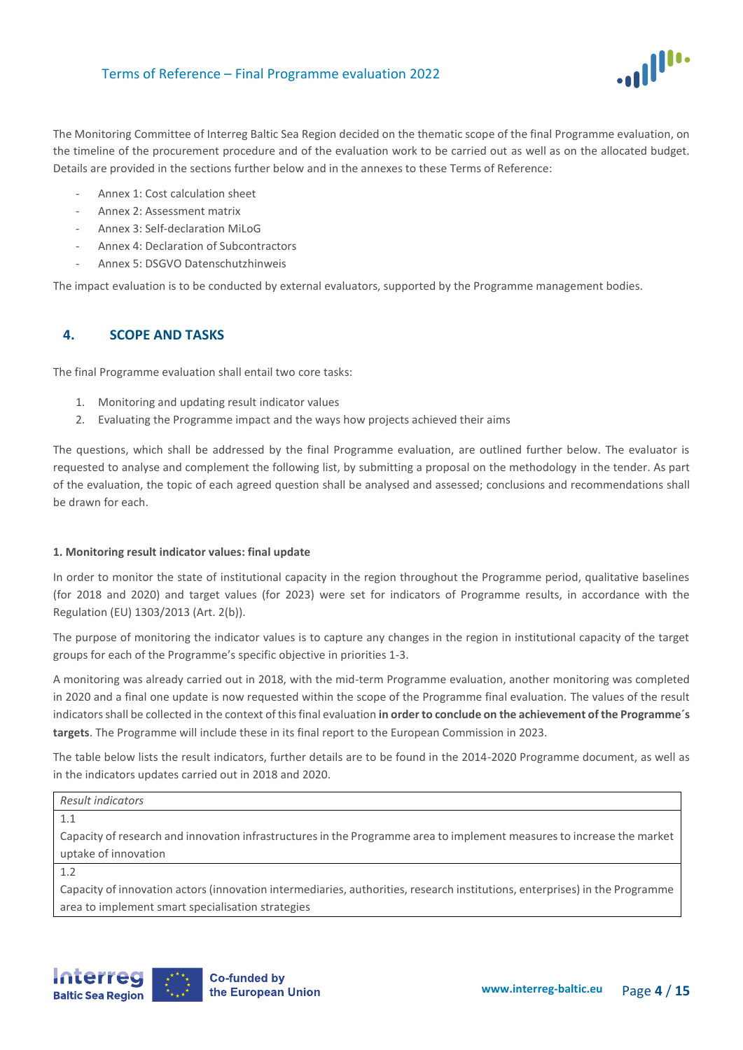The Monitoring Committee of Interreg Baltic Sea Region decided on the thematic scope of the final Programme evaluation, on the timeline of the procurement procedure and of the evaluation work to be carried out as well as on the allocated budget. Details are provided in the sections further below and in the annexes to these Terms of Reference:

- Annex 1: Cost calculation sheet
- Annex 2: Assessment matrix
- Annex 3: Self-declaration MiLoG
- Annex 4: Declaration of Subcontractors
- Annex 5: DSGVO Datenschutzhinweis

The impact evaluation is to be conducted by external evaluators, supported by the Programme management bodies.

## 4. SCOPE AND TASKS

The final Programme evaluation shall entail two core tasks:

1. Monitoring and updating result indicator values
2. Evaluating the Programme impact and the ways how projects achieved their aims

The questions, which shall be addressed by the final Programme evaluation, are outlined further below. The evaluator is requested to analyse and complement the following list, by submitting a proposal on the methodology in the tender. As part of the evaluation, the topic of each agreed question shall be analysed and assessed; conclusions and recommendations shall be drawn for each.

#### 1. Monitoring result indicator values: final update

In order to monitor the state of institutional capacity in the region throughout the Programme period, qualitative baselines (for 2018 and 2020) and target values (for 2023) were set for indicators of Programme results, in accordance with the Regulation (EU) 1303/2013 (Art. 2(b)).

The purpose of monitoring the indicator values is to capture any changes in the region in institutional capacity of the target groups for each of the Programme's specific objective in priorities 1-3.

A monitoring was already carried out in 2018, with the mid-term Programme evaluation, another monitoring was completed in 2020 and a final one update is now requested within the scope of the Programme final evaluation. The values of the result indicators shall be collected in the context of this final evaluation **in order to conclude on the achievement of the Programme´s targets**. The Programme will include these in its final report to the European Commission in 2023.

The table below lists the result indicators, further details are to be found in the 2014-2020 Programme document, as well as in the indicators updates carried out in 2018 and 2020.

| *Result indicators* |
|---|
| 1.1<br>Capacity of research and innovation infrastructures in the Programme area to implement measures to increase the market uptake of innovation |
| 1.2<br>Capacity of innovation actors (innovation intermediaries, authorities, research institutions, enterprises) in the Programme area to implement smart specialisation strategies |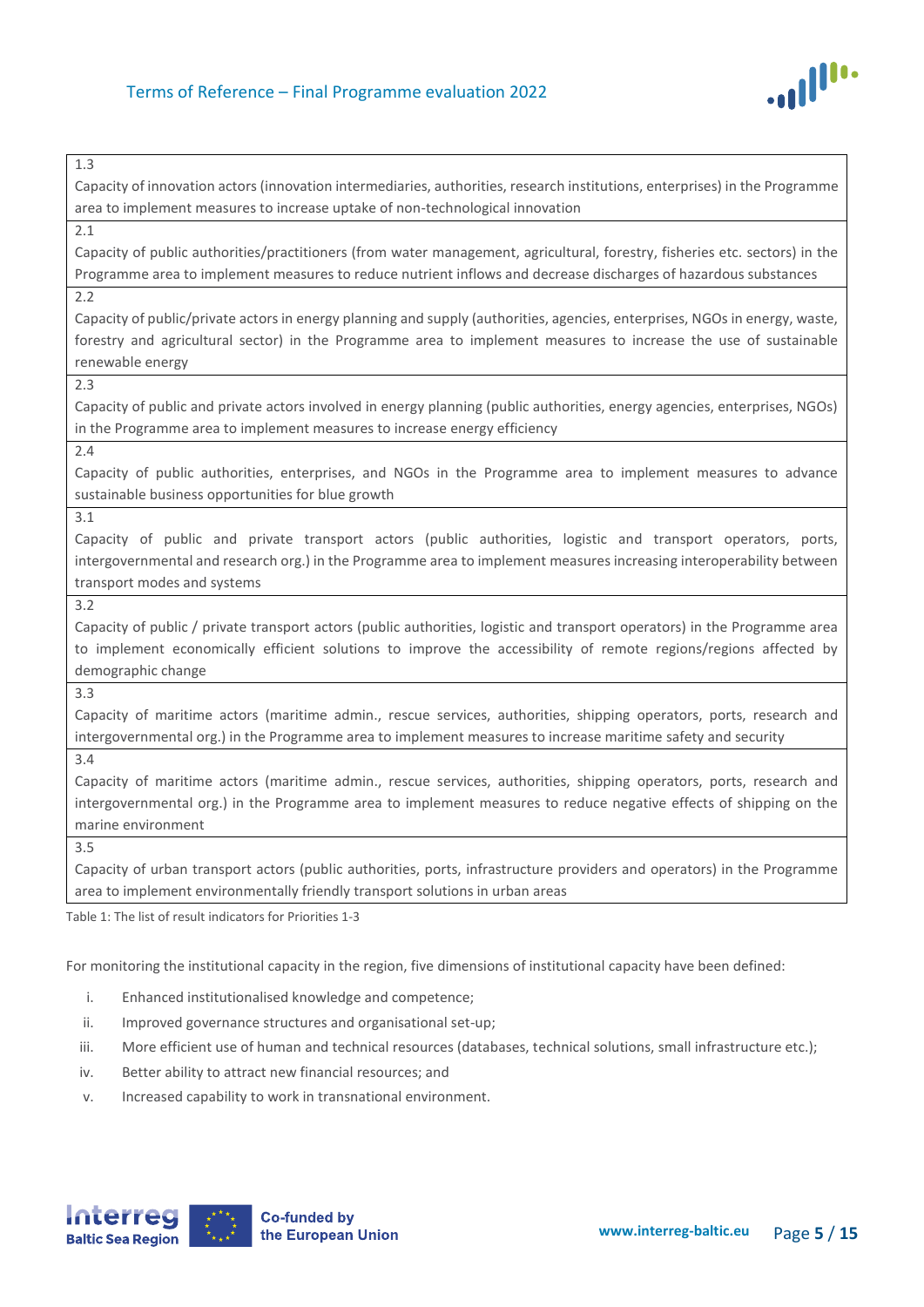| 1.3 |
|---|
| Capacity of innovation actors (innovation intermediaries, authorities, research institutions, enterprises) in the Programme area to implement measures to increase uptake of non-technological innovation |
| 2.1 |
| Capacity of public authorities/practitioners (from water management, agricultural, forestry, fisheries etc. sectors) in the Programme area to implement measures to reduce nutrient inflows and decrease discharges of hazardous substances |
| 2.2 |
| Capacity of public/private actors in energy planning and supply (authorities, agencies, enterprises, NGOs in energy, waste, forestry and agricultural sector) in the Programme area to implement measures to increase the use of sustainable renewable energy |
| 2.3 |
| Capacity of public and private actors involved in energy planning (public authorities, energy agencies, enterprises, NGOs) in the Programme area to implement measures to increase energy efficiency |
| 2.4 |
| Capacity of public authorities, enterprises, and NGOs in the Programme area to implement measures to advance sustainable business opportunities for blue growth |
| 3.1 |
| Capacity of public and private transport actors (public authorities, logistic and transport operators, ports, intergovernmental and research org.) in the Programme area to implement measures increasing interoperability between transport modes and systems |
| 3.2 |
| Capacity of public / private transport actors (public authorities, logistic and transport operators) in the Programme area to implement economically efficient solutions to improve the accessibility of remote regions/regions affected by demographic change |
| 3.3 |
| Capacity of maritime actors (maritime admin., rescue services, authorities, shipping operators, ports, research and intergovernmental org.) in the Programme area to implement measures to increase maritime safety and security |
| 3.4 |
| Capacity of maritime actors (maritime admin., rescue services, authorities, shipping operators, ports, research and intergovernmental org.) in the Programme area to implement measures to reduce negative effects of shipping on the marine environment |
| 3.5 |
| Capacity of urban transport actors (public authorities, ports, infrastructure providers and operators) in the Programme area to implement environmentally friendly transport solutions in urban areas |

Table 1: The list of result indicators for Priorities 1-3

For monitoring the institutional capacity in the region, five dimensions of institutional capacity have been defined:

i. Enhanced institutionalised knowledge and competence;
ii. Improved governance structures and organisational set-up;
iii. More efficient use of human and technical resources (databases, technical solutions, small infrastructure etc.);
iv. Better ability to attract new financial resources; and
v. Increased capability to work in transnational environment.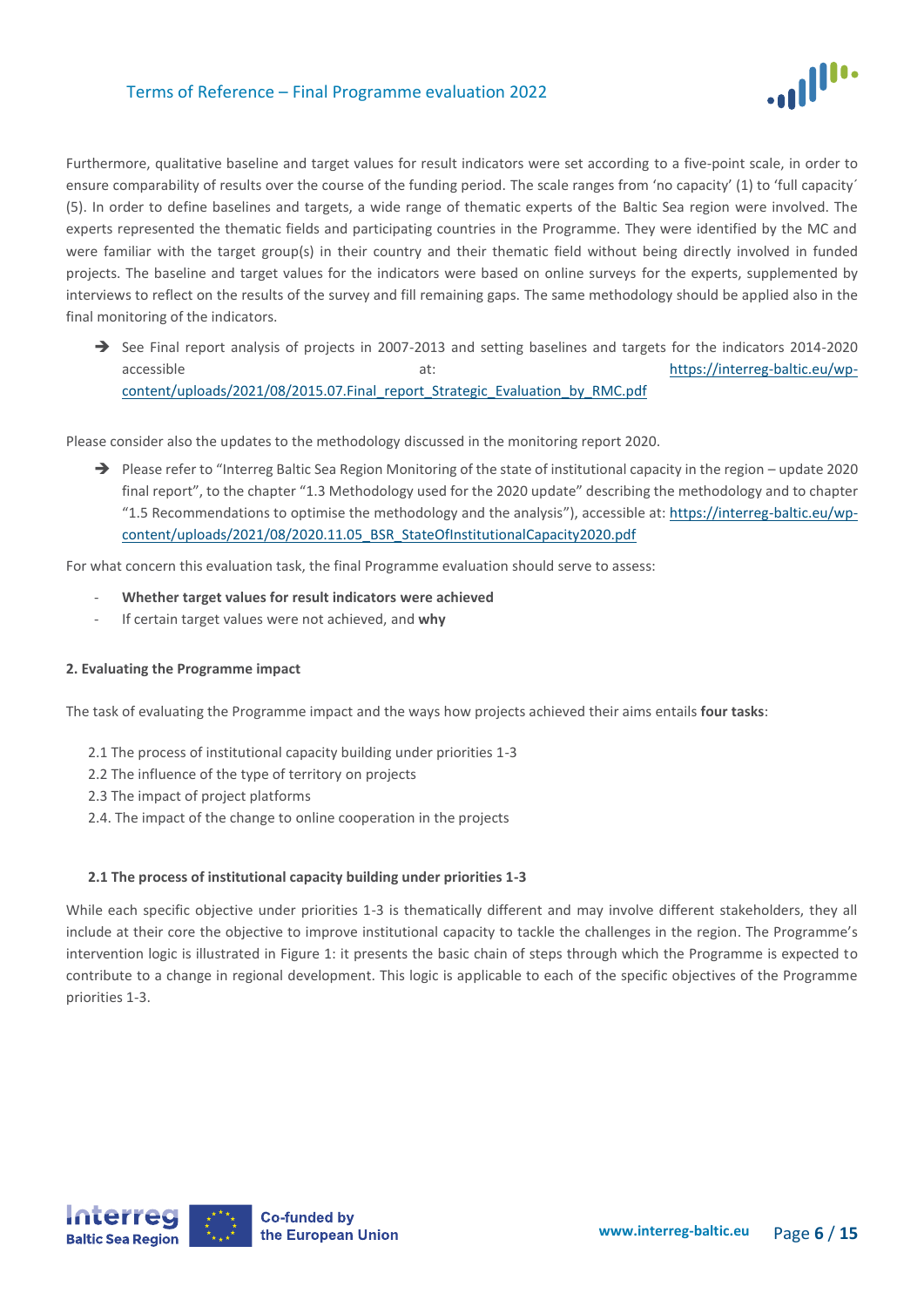Furthermore, qualitative baseline and target values for result indicators were set according to a five-point scale, in order to ensure comparability of results over the course of the funding period. The scale ranges from 'no capacity' (1) to 'full capacity´ (5). In order to define baselines and targets, a wide range of thematic experts of the Baltic Sea region were involved. The experts represented the thematic fields and participating countries in the Programme. They were identified by the MC and were familiar with the target group(s) in their country and their thematic field without being directly involved in funded projects. The baseline and target values for the indicators were based on online surveys for the experts, supplemented by interviews to reflect on the results of the survey and fill remaining gaps. The same methodology should be applied also in the final monitoring of the indicators.

➔ See Final report analysis of projects in 2007-2013 and setting baselines and targets for the indicators 2014-2020 accessible at: https://interreg-baltic.eu/wp-content/uploads/2021/08/2015.07.Final_report_Strategic_Evaluation_by_RMC.pdf

Please consider also the updates to the methodology discussed in the monitoring report 2020.

➔ Please refer to "Interreg Baltic Sea Region Monitoring of the state of institutional capacity in the region – update 2020 final report", to the chapter "1.3 Methodology used for the 2020 update" describing the methodology and to chapter "1.5 Recommendations to optimise the methodology and the analysis"), accessible at: https://interreg-baltic.eu/wp-content/uploads/2021/08/2020.11.05_BSR_StateOfInstitutionalCapacity2020.pdf

For what concern this evaluation task, the final Programme evaluation should serve to assess:

- **Whether target values for result indicators were achieved**
- If certain target values were not achieved, and **why**

### 2. Evaluating the Programme impact

The task of evaluating the Programme impact and the ways how projects achieved their aims entails **four tasks**:

2.1 The process of institutional capacity building under priorities 1-3
2.2 The influence of the type of territory on projects
2.3 The impact of project platforms
2.4. The impact of the change to online cooperation in the projects

#### 2.1 The process of institutional capacity building under priorities 1-3

While each specific objective under priorities 1-3 is thematically different and may involve different stakeholders, they all include at their core the objective to improve institutional capacity to tackle the challenges in the region. The Programme's intervention logic is illustrated in Figure 1: it presents the basic chain of steps through which the Programme is expected to contribute to a change in regional development. This logic is applicable to each of the specific objectives of the Programme priorities 1-3.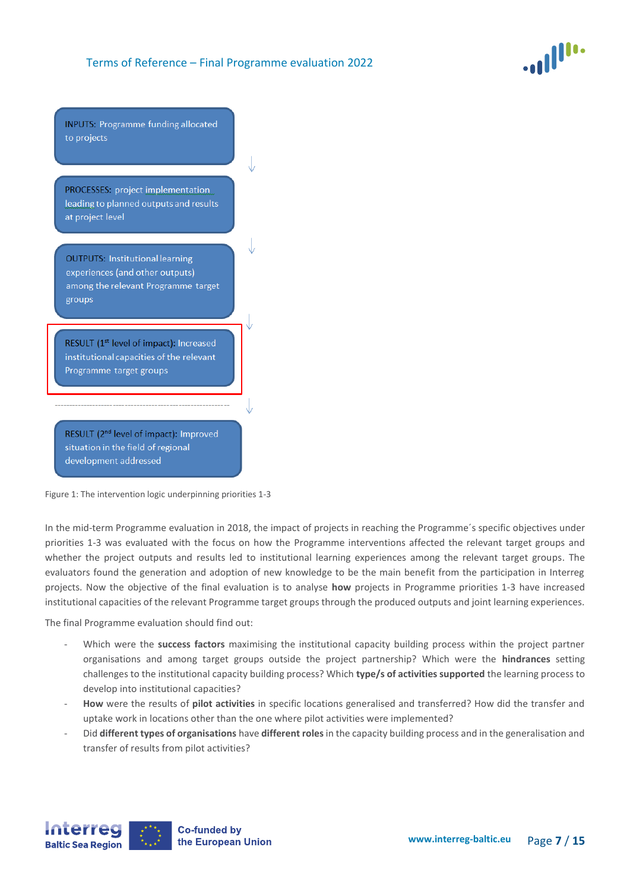INPUTS: Programme funding allocated to projects

↓

PROCESSES: project implementation leading to planned outputs and results at project level

↓

OUTPUTS: Institutional learning experiences (and other outputs) among the relevant Programme target groups

↓

RESULT (1st level of impact): Increased institutional capacities of the relevant Programme target groups

↓

RESULT (2nd level of impact): Improved situation in the field of regional development addressed

Figure 1: The intervention logic underpinning priorities 1-3

In the mid-term Programme evaluation in 2018, the impact of projects in reaching the Programme´s specific objectives under priorities 1-3 was evaluated with the focus on how the Programme interventions affected the relevant target groups and whether the project outputs and results led to institutional learning experiences among the relevant target groups. The evaluators found the generation and adoption of new knowledge to be the main benefit from the participation in Interreg projects. Now the objective of the final evaluation is to analyse **how** projects in Programme priorities 1-3 have increased institutional capacities of the relevant Programme target groups through the produced outputs and joint learning experiences.

The final Programme evaluation should find out:

- Which were the **success factors** maximising the institutional capacity building process within the project partner organisations and among target groups outside the project partnership? Which were the **hindrances** setting challenges to the institutional capacity building process? Which **type/s of activities supported** the learning process to develop into institutional capacities?
- **How** were the results of **pilot activities** in specific locations generalised and transferred? How did the transfer and uptake work in locations other than the one where pilot activities were implemented?
- Did **different types of organisations** have **different roles** in the capacity building process and in the generalisation and transfer of results from pilot activities?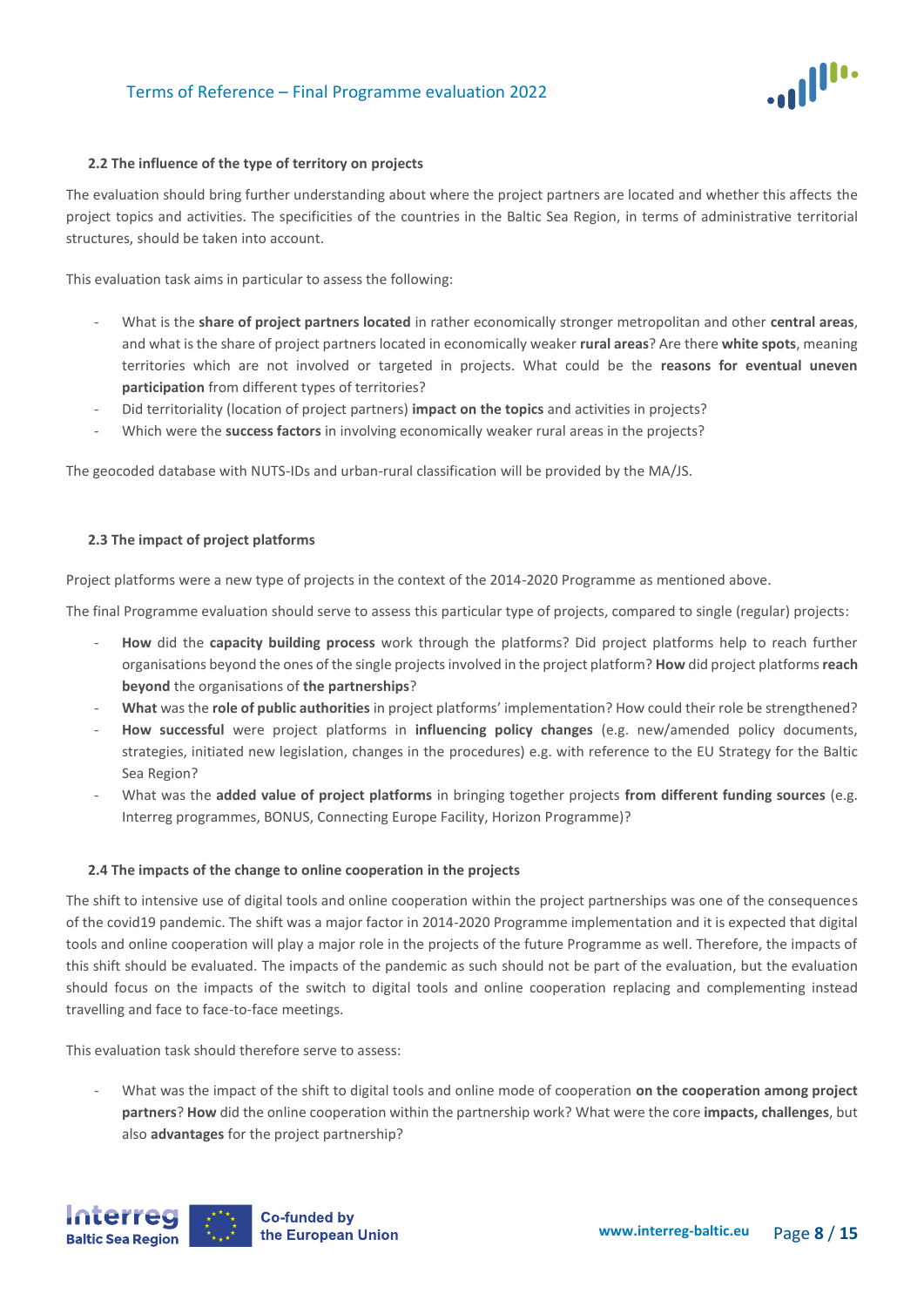### 2.2 The influence of the type of territory on projects

The evaluation should bring further understanding about where the project partners are located and whether this affects the project topics and activities. The specificities of the countries in the Baltic Sea Region, in terms of administrative territorial structures, should be taken into account.

This evaluation task aims in particular to assess the following:

- What is the **share of project partners located** in rather economically stronger metropolitan and other **central areas**, and what is the share of project partners located in economically weaker **rural areas**? Are there **white spots**, meaning territories which are not involved or targeted in projects. What could be the **reasons for eventual uneven participation** from different types of territories?
- Did territoriality (location of project partners) **impact on the topics** and activities in projects?
- Which were the **success factors** in involving economically weaker rural areas in the projects?

The geocoded database with NUTS-IDs and urban-rural classification will be provided by the MA/JS.

### 2.3 The impact of project platforms

Project platforms were a new type of projects in the context of the 2014-2020 Programme as mentioned above.

The final Programme evaluation should serve to assess this particular type of projects, compared to single (regular) projects:

- **How** did the **capacity building process** work through the platforms? Did project platforms help to reach further organisations beyond the ones of the single projects involved in the project platform? **How** did project platforms **reach beyond** the organisations of **the partnerships**?
- **What** was the **role of public authorities** in project platforms' implementation? How could their role be strengthened?
- **How successful** were project platforms in **influencing policy changes** (e.g. new/amended policy documents, strategies, initiated new legislation, changes in the procedures) e.g. with reference to the EU Strategy for the Baltic Sea Region?
- What was the **added value of project platforms** in bringing together projects **from different funding sources** (e.g. Interreg programmes, BONUS, Connecting Europe Facility, Horizon Programme)?

### 2.4 The impacts of the change to online cooperation in the projects

The shift to intensive use of digital tools and online cooperation within the project partnerships was one of the consequences of the covid19 pandemic. The shift was a major factor in 2014-2020 Programme implementation and it is expected that digital tools and online cooperation will play a major role in the projects of the future Programme as well. Therefore, the impacts of this shift should be evaluated. The impacts of the pandemic as such should not be part of the evaluation, but the evaluation should focus on the impacts of the switch to digital tools and online cooperation replacing and complementing instead travelling and face to face-to-face meetings.

This evaluation task should therefore serve to assess:

- What was the impact of the shift to digital tools and online mode of cooperation **on the cooperation among project partners**? **How** did the online cooperation within the partnership work? What were the core **impacts, challenges**, but also **advantages** for the project partnership?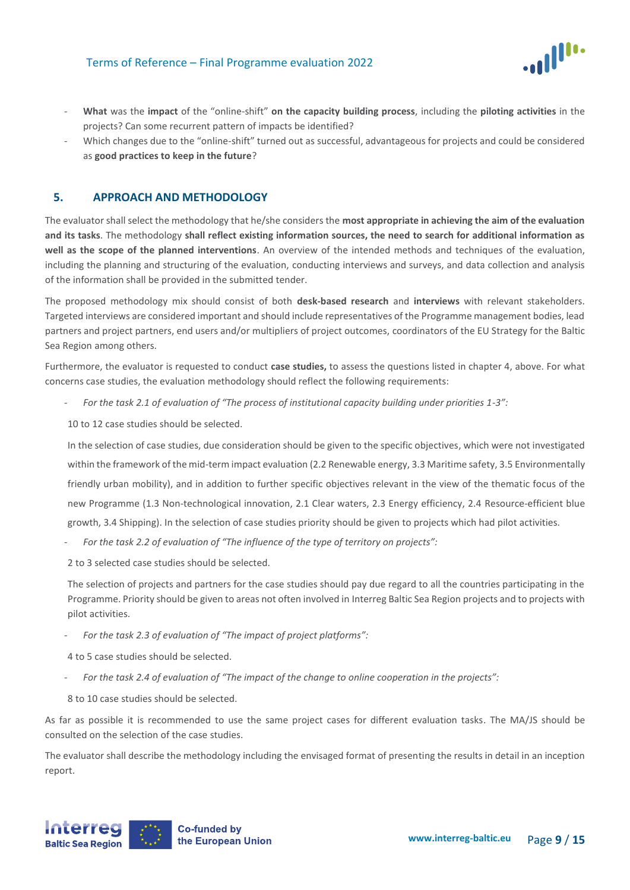- **What** was the **impact** of the "online-shift" **on the capacity building process**, including the **piloting activities** in the projects? Can some recurrent pattern of impacts be identified?
- Which changes due to the "online-shift" turned out as successful, advantageous for projects and could be considered as **good practices to keep in the future**?

## 5. APPROACH AND METHODOLOGY

The evaluator shall select the methodology that he/she considers the **most appropriate in achieving the aim of the evaluation and its tasks**. The methodology **shall reflect existing information sources, the need to search for additional information as well as the scope of the planned interventions**. An overview of the intended methods and techniques of the evaluation, including the planning and structuring of the evaluation, conducting interviews and surveys, and data collection and analysis of the information shall be provided in the submitted tender.

The proposed methodology mix should consist of both **desk-based research** and **interviews** with relevant stakeholders. Targeted interviews are considered important and should include representatives of the Programme management bodies, lead partners and project partners, end users and/or multipliers of project outcomes, coordinators of the EU Strategy for the Baltic Sea Region among others.

Furthermore, the evaluator is requested to conduct **case studies,** to assess the questions listed in chapter 4, above. For what concerns case studies, the evaluation methodology should reflect the following requirements:

- *For the task 2.1 of evaluation of "The process of institutional capacity building under priorities 1-3":*

  10 to 12 case studies should be selected.

  In the selection of case studies, due consideration should be given to the specific objectives, which were not investigated within the framework of the mid-term impact evaluation (2.2 Renewable energy, 3.3 Maritime safety, 3.5 Environmentally friendly urban mobility), and in addition to further specific objectives relevant in the view of the thematic focus of the new Programme (1.3 Non-technological innovation, 2.1 Clear waters, 2.3 Energy efficiency, 2.4 Resource-efficient blue growth, 3.4 Shipping). In the selection of case studies priority should be given to projects which had pilot activities.

- *For the task 2.2 of evaluation of "The influence of the type of territory on projects":*

  2 to 3 selected case studies should be selected.

  The selection of projects and partners for the case studies should pay due regard to all the countries participating in the Programme. Priority should be given to areas not often involved in Interreg Baltic Sea Region projects and to projects with pilot activities.

- *For the task 2.3 of evaluation of "The impact of project platforms":*

  4 to 5 case studies should be selected.

- *For the task 2.4 of evaluation of "The impact of the change to online cooperation in the projects":*

  8 to 10 case studies should be selected.

As far as possible it is recommended to use the same project cases for different evaluation tasks. The MA/JS should be consulted on the selection of the case studies.

The evaluator shall describe the methodology including the envisaged format of presenting the results in detail in an inception report.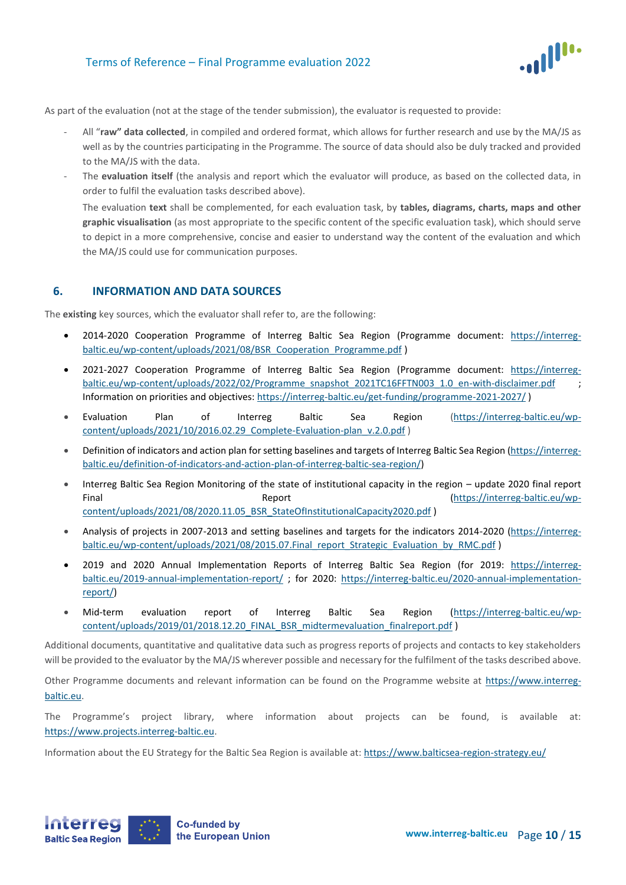As part of the evaluation (not at the stage of the tender submission), the evaluator is requested to provide:

- All "**raw" data collected**, in compiled and ordered format, which allows for further research and use by the MA/JS as well as by the countries participating in the Programme. The source of data should also be duly tracked and provided to the MA/JS with the data.
- The **evaluation itself** (the analysis and report which the evaluator will produce, as based on the collected data, in order to fulfil the evaluation tasks described above).

  The evaluation **text** shall be complemented, for each evaluation task, by **tables, diagrams, charts, maps and other graphic visualisation** (as most appropriate to the specific content of the specific evaluation task), which should serve to depict in a more comprehensive, concise and easier to understand way the content of the evaluation and which the MA/JS could use for communication purposes.

## 6. INFORMATION AND DATA SOURCES

The **existing** key sources, which the evaluator shall refer to, are the following:

- 2014-2020 Cooperation Programme of Interreg Baltic Sea Region (Programme document: https://interreg-baltic.eu/wp-content/uploads/2021/08/BSR_Cooperation_Programme.pdf )
- 2021-2027 Cooperation Programme of Interreg Baltic Sea Region (Programme document: https://interreg-baltic.eu/wp-content/uploads/2022/02/Programme_snapshot_2021TC16FFTN003_1.0_en-with-disclaimer.pdf ; Information on priorities and objectives: https://interreg-baltic.eu/get-funding/programme-2021-2027/ )
- Evaluation Plan of Interreg Baltic Sea Region (https://interreg-baltic.eu/wp-content/uploads/2021/10/2016.02.29_Complete-Evaluation-plan_v.2.0.pdf )
- Definition of indicators and action plan for setting baselines and targets of Interreg Baltic Sea Region (https://interreg-baltic.eu/definition-of-indicators-and-action-plan-of-interreg-baltic-sea-region/)
- Interreg Baltic Sea Region Monitoring of the state of institutional capacity in the region – update 2020 final report Final Report (https://interreg-baltic.eu/wp-content/uploads/2021/08/2020.11.05_BSR_StateOfInstitutionalCapacity2020.pdf )
- Analysis of projects in 2007-2013 and setting baselines and targets for the indicators 2014-2020 (https://interreg-baltic.eu/wp-content/uploads/2021/08/2015.07.Final_report_Strategic_Evaluation_by_RMC.pdf )
- 2019 and 2020 Annual Implementation Reports of Interreg Baltic Sea Region (for 2019: https://interreg-baltic.eu/2019-annual-implementation-report/ ; for 2020: https://interreg-baltic.eu/2020-annual-implementation-report/)
- Mid-term evaluation report of Interreg Baltic Sea Region (https://interreg-baltic.eu/wp-content/uploads/2019/01/2018.12.20_FINAL_BSR_midtermevaluation_finalreport.pdf )

Additional documents, quantitative and qualitative data such as progress reports of projects and contacts to key stakeholders will be provided to the evaluator by the MA/JS wherever possible and necessary for the fulfilment of the tasks described above.

Other Programme documents and relevant information can be found on the Programme website at https://www.interreg-baltic.eu.

The Programme's project library, where information about projects can be found, is available at: https://www.projects.interreg-baltic.eu.

Information about the EU Strategy for the Baltic Sea Region is available at: https://www.balticsea-region-strategy.eu/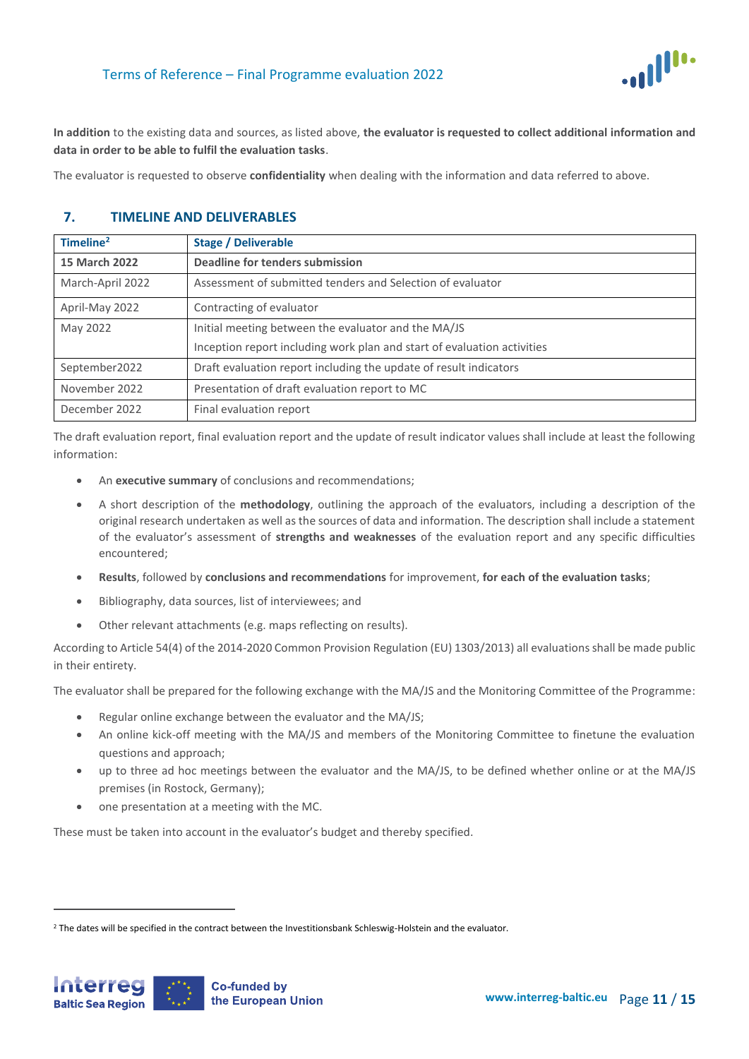**In addition** to the existing data and sources, as listed above, **the evaluator is requested to collect additional information and data in order to be able to fulfil the evaluation tasks**.

The evaluator is requested to observe **confidentiality** when dealing with the information and data referred to above.

## 7. TIMELINE AND DELIVERABLES

| Timeline[2] | Stage / Deliverable |
|---|---|
| **15 March 2022** | **Deadline for tenders submission** |
| March-April 2022 | Assessment of submitted tenders and Selection of evaluator |
| April-May 2022 | Contracting of evaluator |
| May 2022 | Initial meeting between the evaluator and the MA/JS<br>Inception report including work plan and start of evaluation activities |
| September2022 | Draft evaluation report including the update of result indicators |
| November 2022 | Presentation of draft evaluation report to MC |
| December 2022 | Final evaluation report |

The draft evaluation report, final evaluation report and the update of result indicator values shall include at least the following information:

- An **executive summary** of conclusions and recommendations;
- A short description of the **methodology**, outlining the approach of the evaluators, including a description of the original research undertaken as well as the sources of data and information. The description shall include a statement of the evaluator's assessment of **strengths and weaknesses** of the evaluation report and any specific difficulties encountered;
- **Results**, followed by **conclusions and recommendations** for improvement, **for each of the evaluation tasks**;
- Bibliography, data sources, list of interviewees; and
- Other relevant attachments (e.g. maps reflecting on results).

According to Article 54(4) of the 2014-2020 Common Provision Regulation (EU) 1303/2013) all evaluations shall be made public in their entirety.

The evaluator shall be prepared for the following exchange with the MA/JS and the Monitoring Committee of the Programme:

- Regular online exchange between the evaluator and the MA/JS;
- An online kick-off meeting with the MA/JS and members of the Monitoring Committee to finetune the evaluation questions and approach;
- up to three ad hoc meetings between the evaluator and the MA/JS, to be defined whether online or at the MA/JS premises (in Rostock, Germany);
- one presentation at a meeting with the MC.

These must be taken into account in the evaluator's budget and thereby specified.

[2] The dates will be specified in the contract between the Investitionsbank Schleswig-Holstein and the evaluator.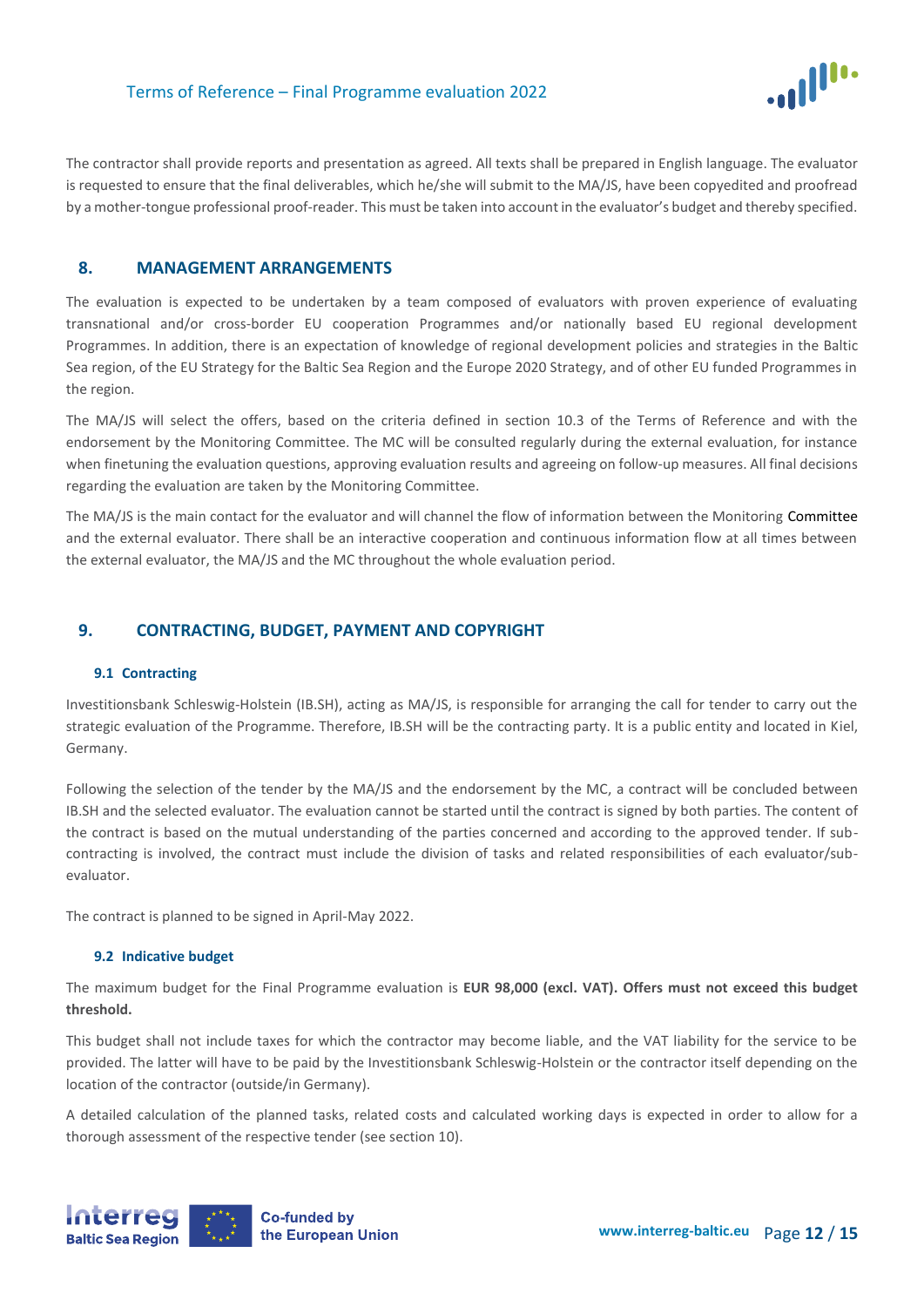The contractor shall provide reports and presentation as agreed. All texts shall be prepared in English language. The evaluator is requested to ensure that the final deliverables, which he/she will submit to the MA/JS, have been copyedited and proofread by a mother-tongue professional proof-reader. This must be taken into account in the evaluator's budget and thereby specified.

## 8. MANAGEMENT ARRANGEMENTS

The evaluation is expected to be undertaken by a team composed of evaluators with proven experience of evaluating transnational and/or cross-border EU cooperation Programmes and/or nationally based EU regional development Programmes. In addition, there is an expectation of knowledge of regional development policies and strategies in the Baltic Sea region, of the EU Strategy for the Baltic Sea Region and the Europe 2020 Strategy, and of other EU funded Programmes in the region.

The MA/JS will select the offers, based on the criteria defined in section 10.3 of the Terms of Reference and with the endorsement by the Monitoring Committee. The MC will be consulted regularly during the external evaluation, for instance when finetuning the evaluation questions, approving evaluation results and agreeing on follow-up measures. All final decisions regarding the evaluation are taken by the Monitoring Committee.

The MA/JS is the main contact for the evaluator and will channel the flow of information between the Monitoring Committee and the external evaluator. There shall be an interactive cooperation and continuous information flow at all times between the external evaluator, the MA/JS and the MC throughout the whole evaluation period.

## 9. CONTRACTING, BUDGET, PAYMENT AND COPYRIGHT

### 9.1 Contracting

Investitionsbank Schleswig-Holstein (IB.SH), acting as MA/JS, is responsible for arranging the call for tender to carry out the strategic evaluation of the Programme. Therefore, IB.SH will be the contracting party. It is a public entity and located in Kiel, Germany.

Following the selection of the tender by the MA/JS and the endorsement by the MC, a contract will be concluded between IB.SH and the selected evaluator. The evaluation cannot be started until the contract is signed by both parties. The content of the contract is based on the mutual understanding of the parties concerned and according to the approved tender. If sub-contracting is involved, the contract must include the division of tasks and related responsibilities of each evaluator/sub-evaluator.

The contract is planned to be signed in April-May 2022.

### 9.2 Indicative budget

The maximum budget for the Final Programme evaluation is **EUR 98,000 (excl. VAT). Offers must not exceed this budget threshold.**

This budget shall not include taxes for which the contractor may become liable, and the VAT liability for the service to be provided. The latter will have to be paid by the Investitionsbank Schleswig-Holstein or the contractor itself depending on the location of the contractor (outside/in Germany).

A detailed calculation of the planned tasks, related costs and calculated working days is expected in order to allow for a thorough assessment of the respective tender (see section 10).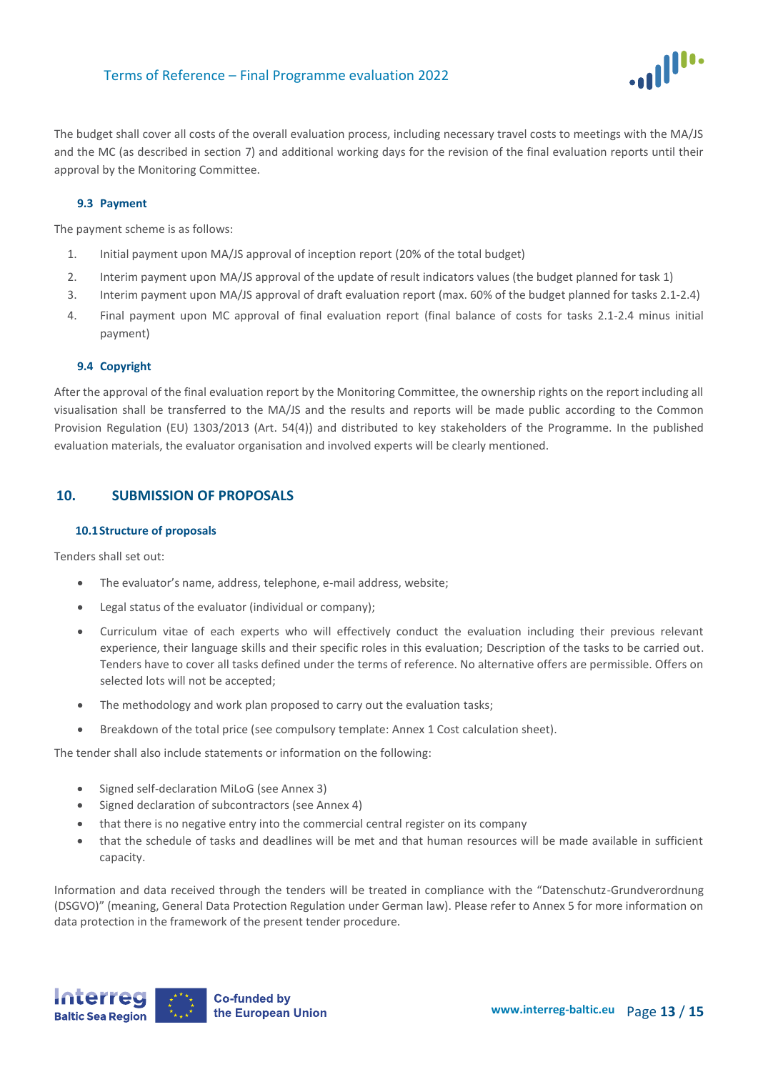The budget shall cover all costs of the overall evaluation process, including necessary travel costs to meetings with the MA/JS and the MC (as described in section 7) and additional working days for the revision of the final evaluation reports until their approval by the Monitoring Committee.

### 9.3 Payment

The payment scheme is as follows:

1. Initial payment upon MA/JS approval of inception report (20% of the total budget)
2. Interim payment upon MA/JS approval of the update of result indicators values (the budget planned for task 1)
3. Interim payment upon MA/JS approval of draft evaluation report (max. 60% of the budget planned for tasks 2.1-2.4)
4. Final payment upon MC approval of final evaluation report (final balance of costs for tasks 2.1-2.4 minus initial payment)

### 9.4 Copyright

After the approval of the final evaluation report by the Monitoring Committee, the ownership rights on the report including all visualisation shall be transferred to the MA/JS and the results and reports will be made public according to the Common Provision Regulation (EU) 1303/2013 (Art. 54(4)) and distributed to key stakeholders of the Programme. In the published evaluation materials, the evaluator organisation and involved experts will be clearly mentioned.

## 10. SUBMISSION OF PROPOSALS

### 10.1 Structure of proposals

Tenders shall set out:

- The evaluator's name, address, telephone, e-mail address, website;
- Legal status of the evaluator (individual or company);
- Curriculum vitae of each experts who will effectively conduct the evaluation including their previous relevant experience, their language skills and their specific roles in this evaluation; Description of the tasks to be carried out. Tenders have to cover all tasks defined under the terms of reference. No alternative offers are permissible. Offers on selected lots will not be accepted;
- The methodology and work plan proposed to carry out the evaluation tasks;
- Breakdown of the total price (see compulsory template: Annex 1 Cost calculation sheet).

The tender shall also include statements or information on the following:

- Signed self-declaration MiLoG (see Annex 3)
- Signed declaration of subcontractors (see Annex 4)
- that there is no negative entry into the commercial central register on its company
- that the schedule of tasks and deadlines will be met and that human resources will be made available in sufficient capacity.

Information and data received through the tenders will be treated in compliance with the "Datenschutz-Grundverordnung (DSGVO)" (meaning, General Data Protection Regulation under German law). Please refer to Annex 5 for more information on data protection in the framework of the present tender procedure.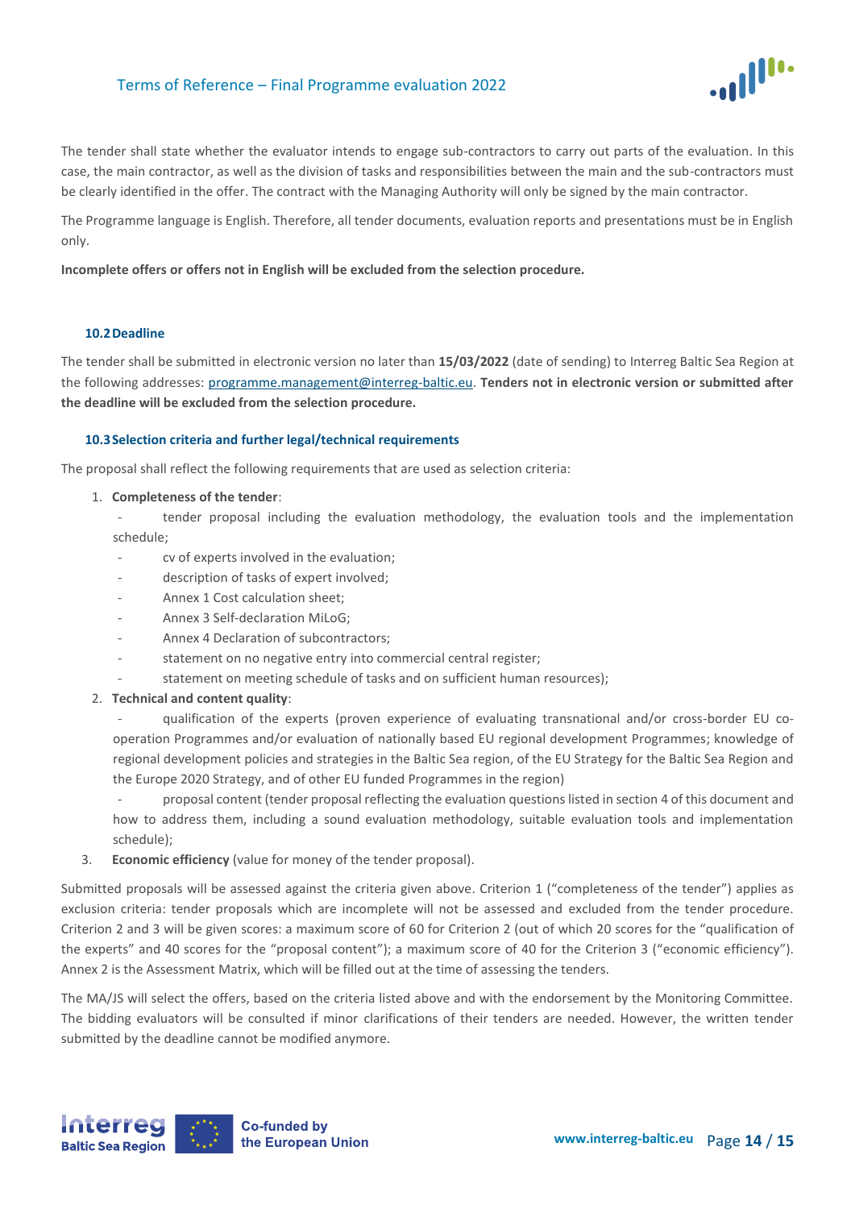The tender shall state whether the evaluator intends to engage sub-contractors to carry out parts of the evaluation. In this case, the main contractor, as well as the division of tasks and responsibilities between the main and the sub-contractors must be clearly identified in the offer. The contract with the Managing Authority will only be signed by the main contractor.

The Programme language is English. Therefore, all tender documents, evaluation reports and presentations must be in English only.

**Incomplete offers or offers not in English will be excluded from the selection procedure.**

### 10.2 Deadline

The tender shall be submitted in electronic version no later than **15/03/2022** (date of sending) to Interreg Baltic Sea Region at the following addresses: programme.management@interreg-baltic.eu. **Tenders not in electronic version or submitted after the deadline will be excluded from the selection procedure.**

### 10.3 Selection criteria and further legal/technical requirements

The proposal shall reflect the following requirements that are used as selection criteria:

1. **Completeness of the tender**:
   - tender proposal including the evaluation methodology, the evaluation tools and the implementation schedule;
   - cv of experts involved in the evaluation;
   - description of tasks of expert involved;
   - Annex 1 Cost calculation sheet;
   - Annex 3 Self-declaration MiLoG;
   - Annex 4 Declaration of subcontractors;
   - statement on no negative entry into commercial central register;
   - statement on meeting schedule of tasks and on sufficient human resources);
2. **Technical and content quality**:
   - qualification of the experts (proven experience of evaluating transnational and/or cross-border EU co-operation Programmes and/or evaluation of nationally based EU regional development Programmes; knowledge of regional development policies and strategies in the Baltic Sea region, of the EU Strategy for the Baltic Sea Region and the Europe 2020 Strategy, and of other EU funded Programmes in the region)
   - proposal content (tender proposal reflecting the evaluation questions listed in section 4 of this document and how to address them, including a sound evaluation methodology, suitable evaluation tools and implementation schedule);
3. **Economic efficiency** (value for money of the tender proposal).

Submitted proposals will be assessed against the criteria given above. Criterion 1 ("completeness of the tender") applies as exclusion criteria: tender proposals which are incomplete will not be assessed and excluded from the tender procedure. Criterion 2 and 3 will be given scores: a maximum score of 60 for Criterion 2 (out of which 20 scores for the "qualification of the experts" and 40 scores for the "proposal content"); a maximum score of 40 for the Criterion 3 ("economic efficiency"). Annex 2 is the Assessment Matrix, which will be filled out at the time of assessing the tenders.

The MA/JS will select the offers, based on the criteria listed above and with the endorsement by the Monitoring Committee. The bidding evaluators will be consulted if minor clarifications of their tenders are needed. However, the written tender submitted by the deadline cannot be modified anymore.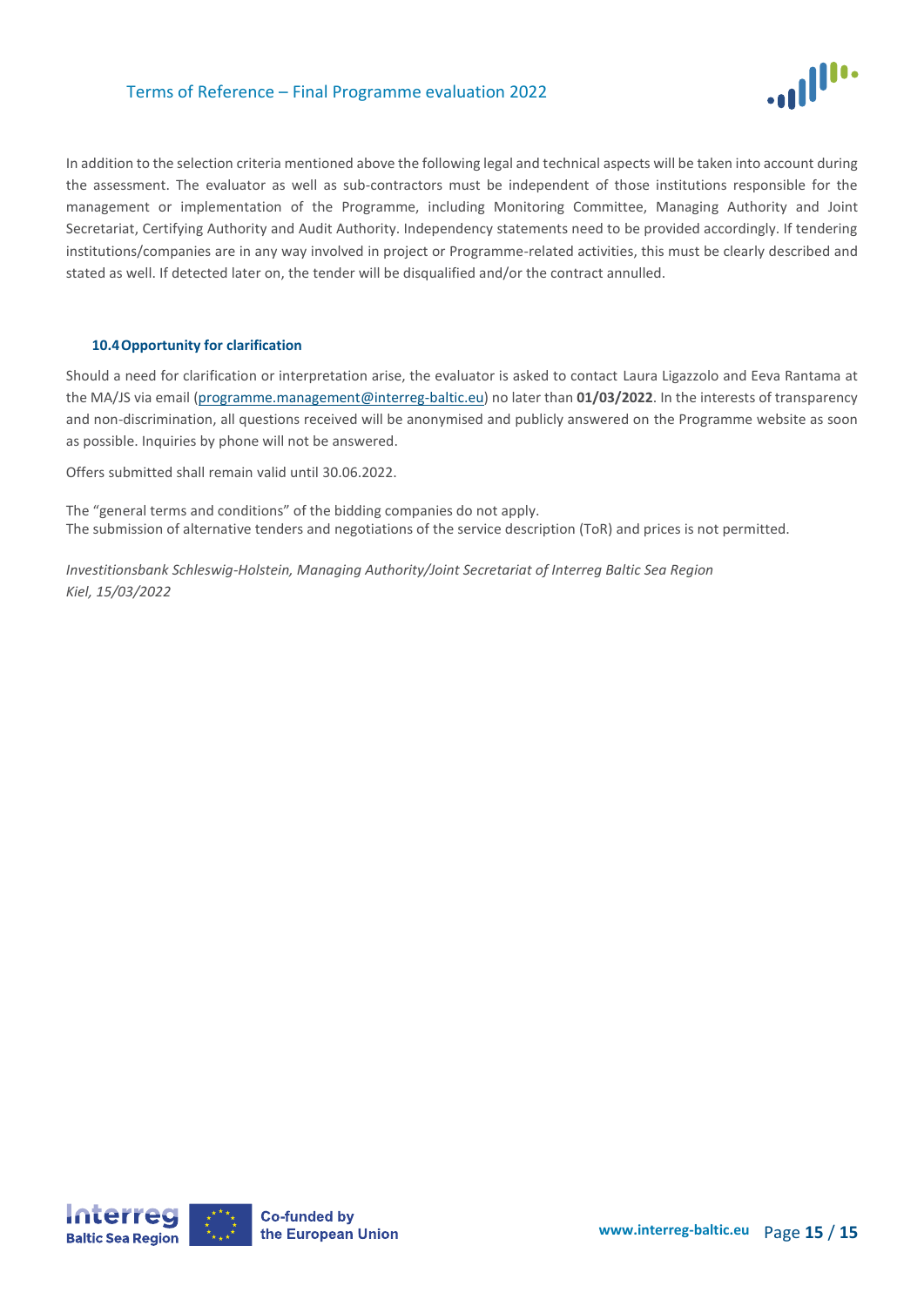In addition to the selection criteria mentioned above the following legal and technical aspects will be taken into account during the assessment. The evaluator as well as sub-contractors must be independent of those institutions responsible for the management or implementation of the Programme, including Monitoring Committee, Managing Authority and Joint Secretariat, Certifying Authority and Audit Authority. Independency statements need to be provided accordingly. If tendering institutions/companies are in any way involved in project or Programme-related activities, this must be clearly described and stated as well. If detected later on, the tender will be disqualified and/or the contract annulled.

### 10.4 Opportunity for clarification

Should a need for clarification or interpretation arise, the evaluator is asked to contact Laura Ligazzolo and Eeva Rantama at the MA/JS via email (programme.management@interreg-baltic.eu) no later than **01/03/2022**. In the interests of transparency and non-discrimination, all questions received will be anonymised and publicly answered on the Programme website as soon as possible. Inquiries by phone will not be answered.

Offers submitted shall remain valid until 30.06.2022.

The "general terms and conditions" of the bidding companies do not apply.
The submission of alternative tenders and negotiations of the service description (ToR) and prices is not permitted.

*Investitionsbank Schleswig-Holstein, Managing Authority/Joint Secretariat of Interreg Baltic Sea Region*
*Kiel, 15/03/2022*